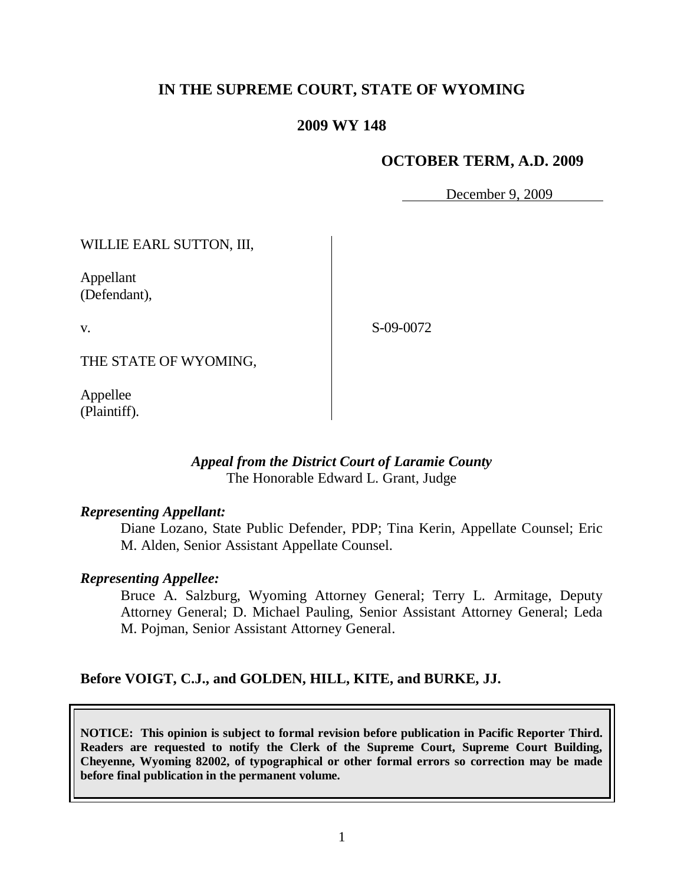# IN THE SUPREME COURT, STATE OF WYOMING

## 2009 WY 148

### OCTOBER TERM, A.D. 2009

December 9, 2009

| | |
|---|---|
| WILLIE EARL SUTTON, III,<br><br>Appellant<br>(Defendant),<br><br>v.<br><br>THE STATE OF WYOMING,<br><br>Appellee<br>(Plaintiff). | S-09-0072 |

***Appeal from the District Court of Laramie County***
The Honorable Edward L. Grant, Judge

***Representing Appellant:***

Diane Lozano, State Public Defender, PDP; Tina Kerin, Appellate Counsel; Eric M. Alden, Senior Assistant Appellate Counsel.

***Representing Appellee:***

Bruce A. Salzburg, Wyoming Attorney General; Terry L. Armitage, Deputy Attorney General; D. Michael Pauling, Senior Assistant Attorney General; Leda M. Pojman, Senior Assistant Attorney General.

**Before VOIGT, C.J., and GOLDEN, HILL, KITE, and BURKE, JJ.**

**NOTICE: This opinion is subject to formal revision before publication in Pacific Reporter Third. Readers are requested to notify the Clerk of the Supreme Court, Supreme Court Building, Cheyenne, Wyoming 82002, of typographical or other formal errors so correction may be made before final publication in the permanent volume.**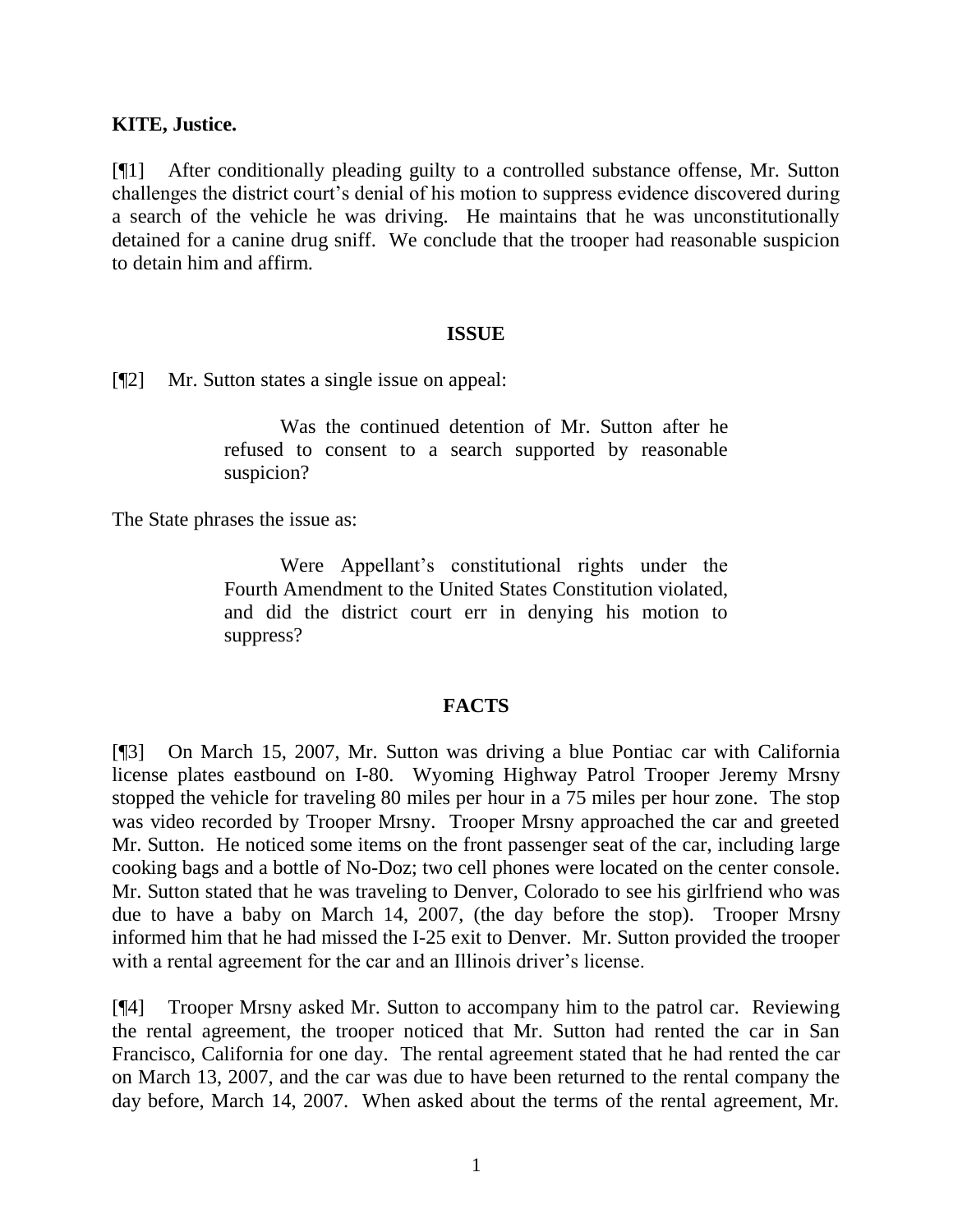**KITE, Justice.**

[¶1] After conditionally pleading guilty to a controlled substance offense, Mr. Sutton challenges the district court's denial of his motion to suppress evidence discovered during a search of the vehicle he was driving. He maintains that he was unconstitutionally detained for a canine drug sniff. We conclude that the trooper had reasonable suspicion to detain him and affirm.

## ISSUE

[¶2] Mr. Sutton states a single issue on appeal:

> Was the continued detention of Mr. Sutton after he refused to consent to a search supported by reasonable suspicion?

The State phrases the issue as:

> Were Appellant's constitutional rights under the Fourth Amendment to the United States Constitution violated, and did the district court err in denying his motion to suppress?

## FACTS

[¶3] On March 15, 2007, Mr. Sutton was driving a blue Pontiac car with California license plates eastbound on I-80. Wyoming Highway Patrol Trooper Jeremy Mrsny stopped the vehicle for traveling 80 miles per hour in a 75 miles per hour zone. The stop was video recorded by Trooper Mrsny. Trooper Mrsny approached the car and greeted Mr. Sutton. He noticed some items on the front passenger seat of the car, including large cooking bags and a bottle of No-Doz; two cell phones were located on the center console. Mr. Sutton stated that he was traveling to Denver, Colorado to see his girlfriend who was due to have a baby on March 14, 2007, (the day before the stop). Trooper Mrsny informed him that he had missed the I-25 exit to Denver. Mr. Sutton provided the trooper with a rental agreement for the car and an Illinois driver's license.

[¶4] Trooper Mrsny asked Mr. Sutton to accompany him to the patrol car. Reviewing the rental agreement, the trooper noticed that Mr. Sutton had rented the car in San Francisco, California for one day. The rental agreement stated that he had rented the car on March 13, 2007, and the car was due to have been returned to the rental company the day before, March 14, 2007. When asked about the terms of the rental agreement, Mr.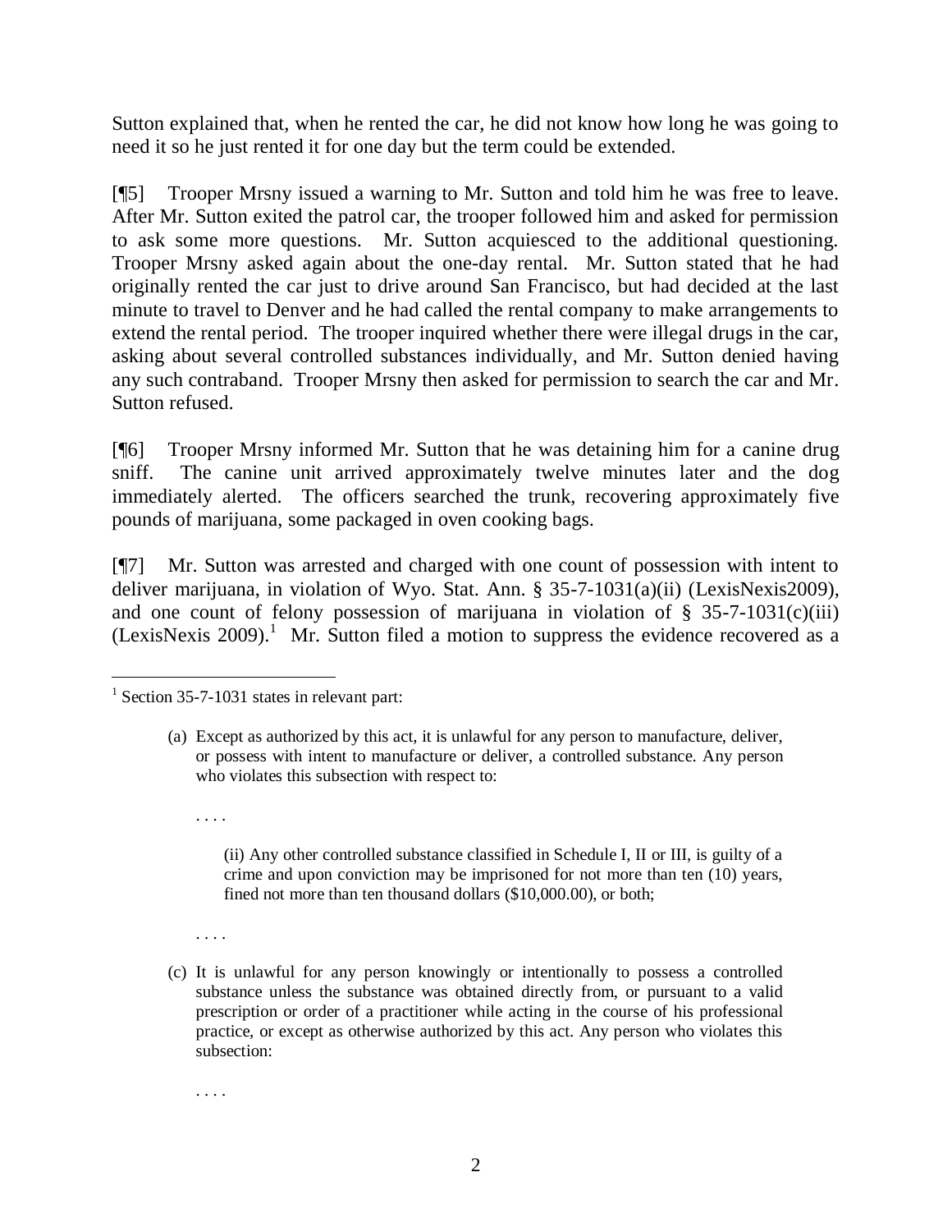Sutton explained that, when he rented the car, he did not know how long he was going to need it so he just rented it for one day but the term could be extended.

[¶5] Trooper Mrsny issued a warning to Mr. Sutton and told him he was free to leave. After Mr. Sutton exited the patrol car, the trooper followed him and asked for permission to ask some more questions. Mr. Sutton acquiesced to the additional questioning. Trooper Mrsny asked again about the one-day rental. Mr. Sutton stated that he had originally rented the car just to drive around San Francisco, but had decided at the last minute to travel to Denver and he had called the rental company to make arrangements to extend the rental period. The trooper inquired whether there were illegal drugs in the car, asking about several controlled substances individually, and Mr. Sutton denied having any such contraband. Trooper Mrsny then asked for permission to search the car and Mr. Sutton refused.

[¶6] Trooper Mrsny informed Mr. Sutton that he was detaining him for a canine drug sniff. The canine unit arrived approximately twelve minutes later and the dog immediately alerted. The officers searched the trunk, recovering approximately five pounds of marijuana, some packaged in oven cooking bags.

[¶7] Mr. Sutton was arrested and charged with one count of possession with intent to deliver marijuana, in violation of Wyo. Stat. Ann. § 35-7-1031(a)(ii) (LexisNexis2009), and one count of felony possession of marijuana in violation of § 35-7-1031(c)(iii) (LexisNexis 2009).[1] Mr. Sutton filed a motion to suppress the evidence recovered as a

---

[1] Section 35-7-1031 states in relevant part:

> (a) Except as authorized by this act, it is unlawful for any person to manufacture, deliver, or possess with intent to manufacture or deliver, a controlled substance. Any person who violates this subsection with respect to:
>
> . . . .
>
> (ii) Any other controlled substance classified in Schedule I, II or III, is guilty of a crime and upon conviction may be imprisoned for not more than ten (10) years, fined not more than ten thousand dollars ($10,000.00), or both;
>
> . . . .
>
> (c) It is unlawful for any person knowingly or intentionally to possess a controlled substance unless the substance was obtained directly from, or pursuant to a valid prescription or order of a practitioner while acting in the course of his professional practice, or except as otherwise authorized by this act. Any person who violates this subsection:
>
> . . . .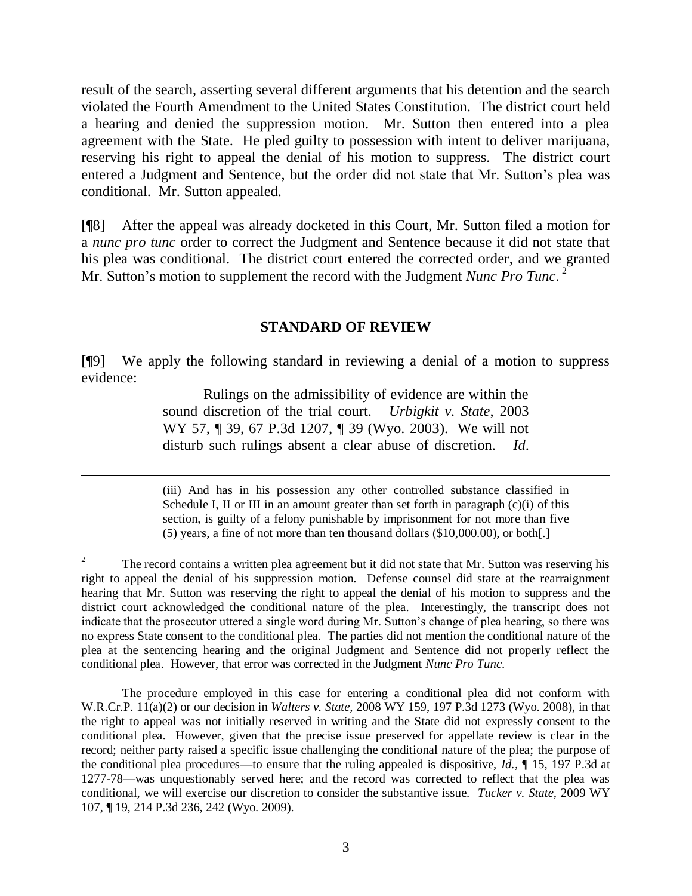result of the search, asserting several different arguments that his detention and the search violated the Fourth Amendment to the United States Constitution. The district court held a hearing and denied the suppression motion. Mr. Sutton then entered into a plea agreement with the State. He pled guilty to possession with intent to deliver marijuana, reserving his right to appeal the denial of his motion to suppress. The district court entered a Judgment and Sentence, but the order did not state that Mr. Sutton's plea was conditional. Mr. Sutton appealed.

[¶8] After the appeal was already docketed in this Court, Mr. Sutton filed a motion for a *nunc pro tunc* order to correct the Judgment and Sentence because it did not state that his plea was conditional. The district court entered the corrected order, and we granted Mr. Sutton's motion to supplement the record with the Judgment *Nunc Pro Tunc*.[2]

## STANDARD OF REVIEW

[¶9] We apply the following standard in reviewing a denial of a motion to suppress evidence:

> Rulings on the admissibility of evidence are within the sound discretion of the trial court. *Urbigkit v. State*, 2003 WY 57, ¶ 39, 67 P.3d 1207, ¶ 39 (Wyo. 2003). We will not disturb such rulings absent a clear abuse of discretion. *Id*.

---

> (iii) And has in his possession any other controlled substance classified in Schedule I, II or III in an amount greater than set forth in paragraph (c)(i) of this section, is guilty of a felony punishable by imprisonment for not more than five (5) years, a fine of not more than ten thousand dollars ($10,000.00), or both[.]

[2] The record contains a written plea agreement but it did not state that Mr. Sutton was reserving his right to appeal the denial of his suppression motion. Defense counsel did state at the rearraignment hearing that Mr. Sutton was reserving the right to appeal the denial of his motion to suppress and the district court acknowledged the conditional nature of the plea. Interestingly, the transcript does not indicate that the prosecutor uttered a single word during Mr. Sutton's change of plea hearing, so there was no express State consent to the conditional plea. The parties did not mention the conditional nature of the plea at the sentencing hearing and the original Judgment and Sentence did not properly reflect the conditional plea. However, that error was corrected in the Judgment *Nunc Pro Tunc*.

The procedure employed in this case for entering a conditional plea did not conform with W.R.Cr.P. 11(a)(2) or our decision in *Walters v. State*, 2008 WY 159, 197 P.3d 1273 (Wyo. 2008), in that the right to appeal was not initially reserved in writing and the State did not expressly consent to the conditional plea. However, given that the precise issue preserved for appellate review is clear in the record; neither party raised a specific issue challenging the conditional nature of the plea; the purpose of the conditional plea procedures—to ensure that the ruling appealed is dispositive, *Id.*, ¶ 15, 197 P.3d at 1277-78—was unquestionably served here; and the record was corrected to reflect that the plea was conditional, we will exercise our discretion to consider the substantive issue. *Tucker v. State*, 2009 WY 107, ¶ 19, 214 P.3d 236, 242 (Wyo. 2009).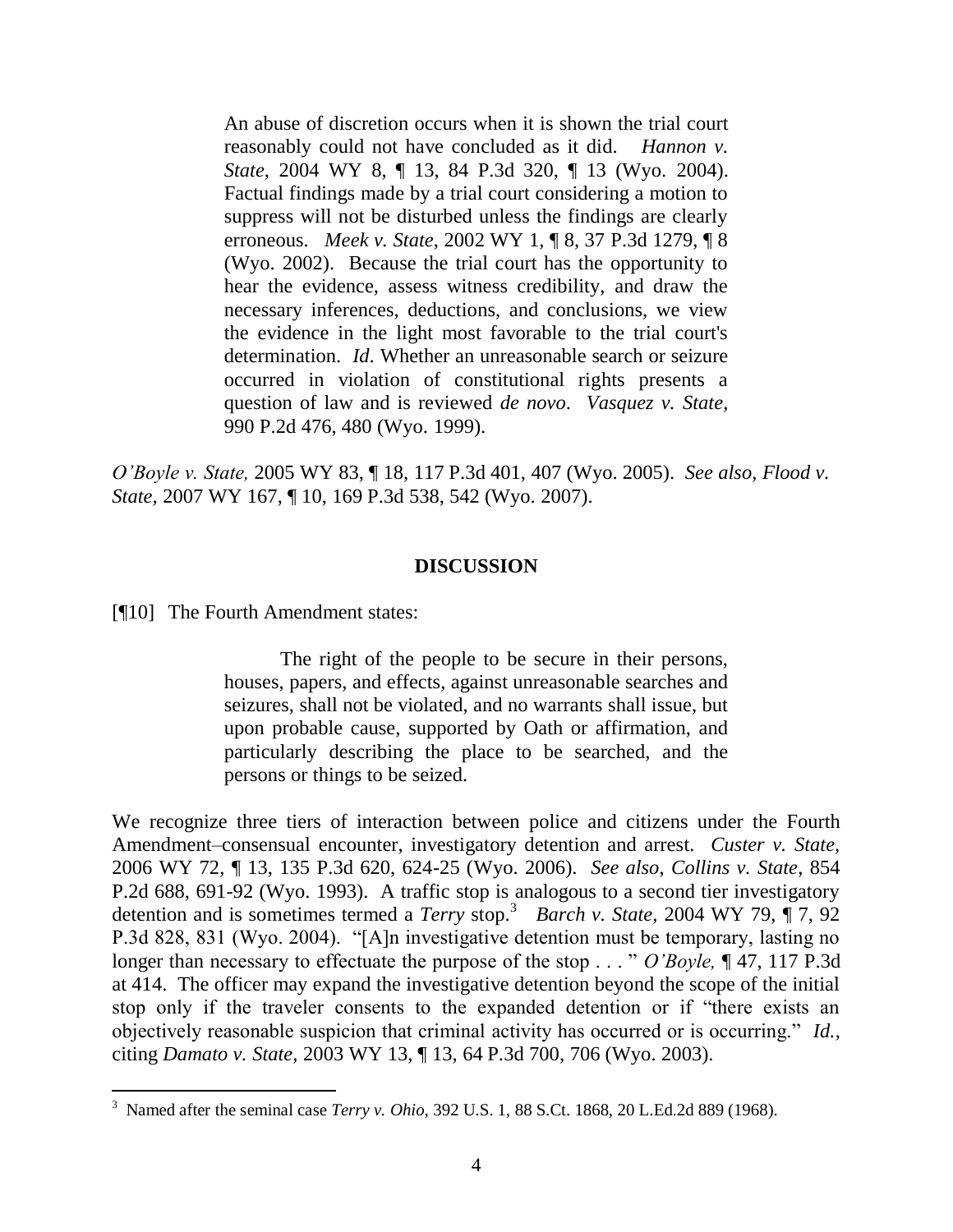> An abuse of discretion occurs when it is shown the trial court reasonably could not have concluded as it did. *Hannon v. State*, 2004 WY 8, ¶ 13, 84 P.3d 320, ¶ 13 (Wyo. 2004). Factual findings made by a trial court considering a motion to suppress will not be disturbed unless the findings are clearly erroneous. *Meek v. State*, 2002 WY 1, ¶ 8, 37 P.3d 1279, ¶ 8 (Wyo. 2002). Because the trial court has the opportunity to hear the evidence, assess witness credibility, and draw the necessary inferences, deductions, and conclusions, we view the evidence in the light most favorable to the trial court's determination. *Id*. Whether an unreasonable search or seizure occurred in violation of constitutional rights presents a question of law and is reviewed *de novo*. *Vasquez v. State*, 990 P.2d 476, 480 (Wyo. 1999).

*O'Boyle v. State,* 2005 WY 83, ¶ 18, 117 P.3d 401, 407 (Wyo. 2005). *See also, Flood v. State,* 2007 WY 167, ¶ 10, 169 P.3d 538, 542 (Wyo. 2007).

**DISCUSSION**

[¶10] The Fourth Amendment states:

> The right of the people to be secure in their persons, houses, papers, and effects, against unreasonable searches and seizures, shall not be violated, and no warrants shall issue, but upon probable cause, supported by Oath or affirmation, and particularly describing the place to be searched, and the persons or things to be seized.

We recognize three tiers of interaction between police and citizens under the Fourth Amendment–consensual encounter, investigatory detention and arrest. *Custer v. State,* 2006 WY 72, ¶ 13, 135 P.3d 620, 624-25 (Wyo. 2006). *See also, Collins v. State*, 854 P.2d 688, 691-92 (Wyo. 1993). A traffic stop is analogous to a second tier investigatory detention and is sometimes termed a *Terry* stop.[3] *Barch v. State,* 2004 WY 79, ¶ 7, 92 P.3d 828, 831 (Wyo. 2004). "[A]n investigative detention must be temporary, lasting no longer than necessary to effectuate the purpose of the stop . . . " *O'Boyle,* ¶ 47, 117 P.3d at 414. The officer may expand the investigative detention beyond the scope of the initial stop only if the traveler consents to the expanded detention or if "there exists an objectively reasonable suspicion that criminal activity has occurred or is occurring." *Id.*, citing *Damato v. State,* 2003 WY 13, ¶ 13, 64 P.3d 700, 706 (Wyo. 2003).

---

[3] Named after the seminal case *Terry v. Ohio*, 392 U.S. 1, 88 S.Ct. 1868, 20 L.Ed.2d 889 (1968).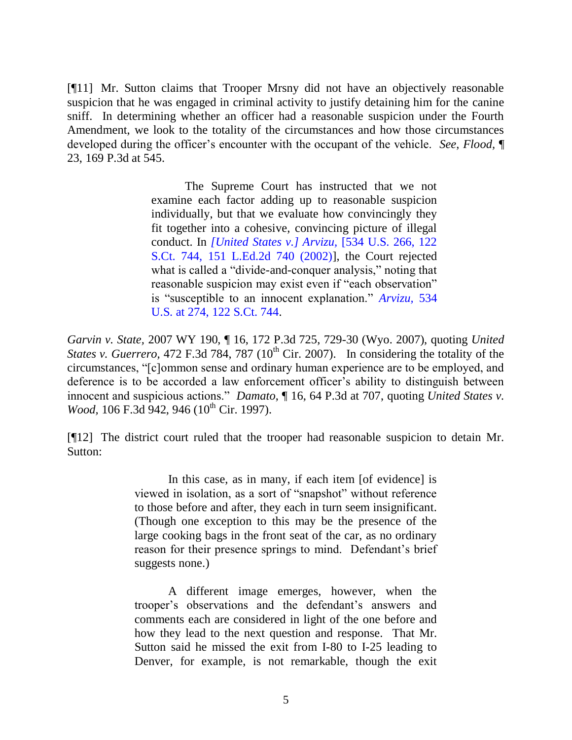[¶11] Mr. Sutton claims that Trooper Mrsny did not have an objectively reasonable suspicion that he was engaged in criminal activity to justify detaining him for the canine sniff. In determining whether an officer had a reasonable suspicion under the Fourth Amendment, we look to the totality of the circumstances and how those circumstances developed during the officer's encounter with the occupant of the vehicle. *See*, *Flood*, ¶ 23, 169 P.3d at 545.

> The Supreme Court has instructed that we not examine each factor adding up to reasonable suspicion individually, but that we evaluate how convincingly they fit together into a cohesive, convincing picture of illegal conduct. In *[United States v.] Arvizu*, [534 U.S. 266, 122 S.Ct. 744, 151 L.Ed.2d 740 (2002)], the Court rejected what is called a "divide-and-conquer analysis," noting that reasonable suspicion may exist even if "each observation" is "susceptible to an innocent explanation." *Arvizu*, 534 U.S. at 274, 122 S.Ct. 744.

*Garvin v. State*, 2007 WY 190, ¶ 16, 172 P.3d 725, 729-30 (Wyo. 2007), quoting *United States v. Guerrero*, 472 F.3d 784, 787 (10th Cir. 2007). In considering the totality of the circumstances, "[c]ommon sense and ordinary human experience are to be employed, and deference is to be accorded a law enforcement officer's ability to distinguish between innocent and suspicious actions." *Damato*, ¶ 16, 64 P.3d at 707, quoting *United States v. Wood*, 106 F.3d 942, 946 (10th Cir. 1997).

[¶12] The district court ruled that the trooper had reasonable suspicion to detain Mr. Sutton:

> In this case, as in many, if each item [of evidence] is viewed in isolation, as a sort of "snapshot" without reference to those before and after, they each in turn seem insignificant. (Though one exception to this may be the presence of the large cooking bags in the front seat of the car, as no ordinary reason for their presence springs to mind. Defendant's brief suggests none.)
>
> A different image emerges, however, when the trooper's observations and the defendant's answers and comments each are considered in light of the one before and how they lead to the next question and response. That Mr. Sutton said he missed the exit from I-80 to I-25 leading to Denver, for example, is not remarkable, though the exit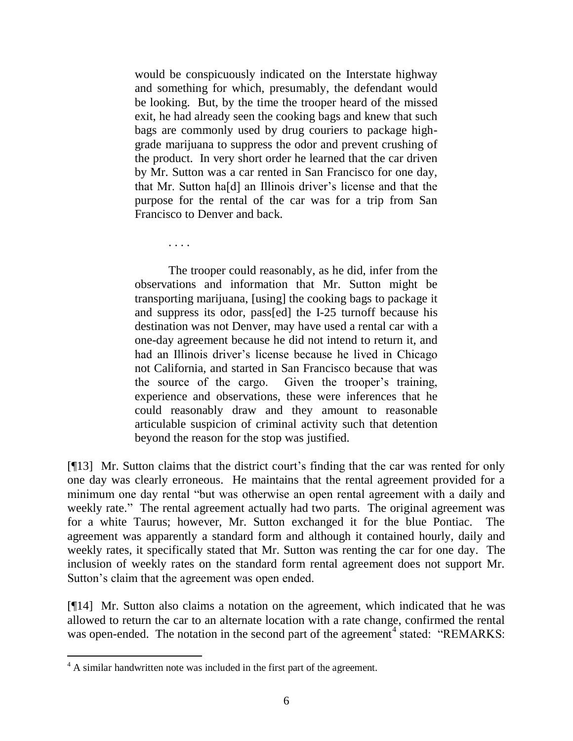> would be conspicuously indicated on the Interstate highway and something for which, presumably, the defendant would be looking. But, by the time the trooper heard of the missed exit, he had already seen the cooking bags and knew that such bags are commonly used by drug couriers to package high-grade marijuana to suppress the odor and prevent crushing of the product. In very short order he learned that the car driven by Mr. Sutton was a car rented in San Francisco for one day, that Mr. Sutton ha[d] an Illinois driver's license and that the purpose for the rental of the car was for a trip from San Francisco to Denver and back.
>
> . . . .
>
> The trooper could reasonably, as he did, infer from the observations and information that Mr. Sutton might be transporting marijuana, [using] the cooking bags to package it and suppress its odor, pass[ed] the I-25 turnoff because his destination was not Denver, may have used a rental car with a one-day agreement because he did not intend to return it, and had an Illinois driver's license because he lived in Chicago not California, and started in San Francisco because that was the source of the cargo. Given the trooper's training, experience and observations, these were inferences that he could reasonably draw and they amount to reasonable articulable suspicion of criminal activity such that detention beyond the reason for the stop was justified.

[¶13] Mr. Sutton claims that the district court's finding that the car was rented for only one day was clearly erroneous. He maintains that the rental agreement provided for a minimum one day rental "but was otherwise an open rental agreement with a daily and weekly rate." The rental agreement actually had two parts. The original agreement was for a white Taurus; however, Mr. Sutton exchanged it for the blue Pontiac. The agreement was apparently a standard form and although it contained hourly, daily and weekly rates, it specifically stated that Mr. Sutton was renting the car for one day. The inclusion of weekly rates on the standard form rental agreement does not support Mr. Sutton's claim that the agreement was open ended.

[¶14] Mr. Sutton also claims a notation on the agreement, which indicated that he was allowed to return the car to an alternate location with a rate change, confirmed the rental was open-ended. The notation in the second part of the agreement[4] stated: "REMARKS:

---

[4] A similar handwritten note was included in the first part of the agreement.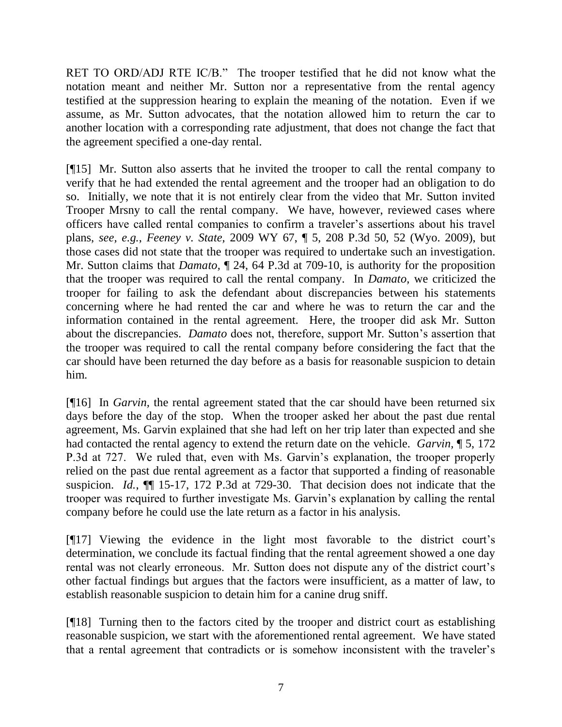RET TO ORD/ADJ RTE IC/B." The trooper testified that he did not know what the notation meant and neither Mr. Sutton nor a representative from the rental agency testified at the suppression hearing to explain the meaning of the notation. Even if we assume, as Mr. Sutton advocates, that the notation allowed him to return the car to another location with a corresponding rate adjustment, that does not change the fact that the agreement specified a one-day rental.

[¶15] Mr. Sutton also asserts that he invited the trooper to call the rental company to verify that he had extended the rental agreement and the trooper had an obligation to do so. Initially, we note that it is not entirely clear from the video that Mr. Sutton invited Trooper Mrsny to call the rental company. We have, however, reviewed cases where officers have called rental companies to confirm a traveler's assertions about his travel plans, *see, e.g.*, *Feeney v. State,* 2009 WY 67, ¶ 5, 208 P.3d 50, 52 (Wyo. 2009), but those cases did not state that the trooper was required to undertake such an investigation. Mr. Sutton claims that *Damato,* ¶ 24, 64 P.3d at 709-10, is authority for the proposition that the trooper was required to call the rental company. In *Damato*, we criticized the trooper for failing to ask the defendant about discrepancies between his statements concerning where he had rented the car and where he was to return the car and the information contained in the rental agreement. Here, the trooper did ask Mr. Sutton about the discrepancies. *Damato* does not, therefore, support Mr. Sutton's assertion that the trooper was required to call the rental company before considering the fact that the car should have been returned the day before as a basis for reasonable suspicion to detain him.

[¶16] In *Garvin*, the rental agreement stated that the car should have been returned six days before the day of the stop. When the trooper asked her about the past due rental agreement, Ms. Garvin explained that she had left on her trip later than expected and she had contacted the rental agency to extend the return date on the vehicle. *Garvin,* ¶ 5, 172 P.3d at 727. We ruled that, even with Ms. Garvin's explanation, the trooper properly relied on the past due rental agreement as a factor that supported a finding of reasonable suspicion. *Id.*, ¶¶ 15-17, 172 P.3d at 729-30. That decision does not indicate that the trooper was required to further investigate Ms. Garvin's explanation by calling the rental company before he could use the late return as a factor in his analysis.

[¶17] Viewing the evidence in the light most favorable to the district court's determination, we conclude its factual finding that the rental agreement showed a one day rental was not clearly erroneous. Mr. Sutton does not dispute any of the district court's other factual findings but argues that the factors were insufficient, as a matter of law, to establish reasonable suspicion to detain him for a canine drug sniff.

[¶18] Turning then to the factors cited by the trooper and district court as establishing reasonable suspicion, we start with the aforementioned rental agreement. We have stated that a rental agreement that contradicts or is somehow inconsistent with the traveler's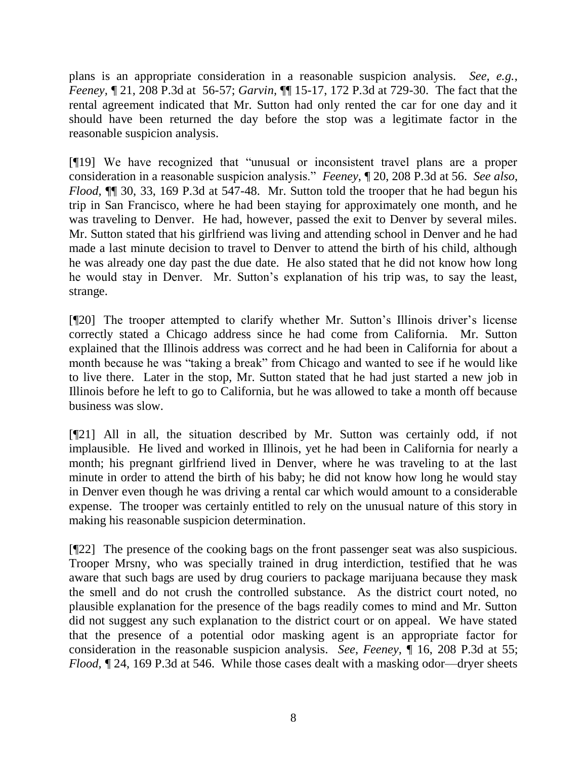plans is an appropriate consideration in a reasonable suspicion analysis. *See, e.g.*, *Feeney*, ¶ 21, 208 P.3d at 56-57; *Garvin*, ¶¶ 15-17, 172 P.3d at 729-30. The fact that the rental agreement indicated that Mr. Sutton had only rented the car for one day and it should have been returned the day before the stop was a legitimate factor in the reasonable suspicion analysis.

[¶19] We have recognized that "unusual or inconsistent travel plans are a proper consideration in a reasonable suspicion analysis." *Feeney*, ¶ 20, 208 P.3d at 56. *See also*, *Flood*, ¶¶ 30, 33, 169 P.3d at 547-48. Mr. Sutton told the trooper that he had begun his trip in San Francisco, where he had been staying for approximately one month, and he was traveling to Denver. He had, however, passed the exit to Denver by several miles. Mr. Sutton stated that his girlfriend was living and attending school in Denver and he had made a last minute decision to travel to Denver to attend the birth of his child, although he was already one day past the due date. He also stated that he did not know how long he would stay in Denver. Mr. Sutton's explanation of his trip was, to say the least, strange.

[¶20] The trooper attempted to clarify whether Mr. Sutton's Illinois driver's license correctly stated a Chicago address since he had come from California. Mr. Sutton explained that the Illinois address was correct and he had been in California for about a month because he was "taking a break" from Chicago and wanted to see if he would like to live there. Later in the stop, Mr. Sutton stated that he had just started a new job in Illinois before he left to go to California, but he was allowed to take a month off because business was slow.

[¶21] All in all, the situation described by Mr. Sutton was certainly odd, if not implausible. He lived and worked in Illinois, yet he had been in California for nearly a month; his pregnant girlfriend lived in Denver, where he was traveling to at the last minute in order to attend the birth of his baby; he did not know how long he would stay in Denver even though he was driving a rental car which would amount to a considerable expense. The trooper was certainly entitled to rely on the unusual nature of this story in making his reasonable suspicion determination.

[¶22] The presence of the cooking bags on the front passenger seat was also suspicious. Trooper Mrsny, who was specially trained in drug interdiction, testified that he was aware that such bags are used by drug couriers to package marijuana because they mask the smell and do not crush the controlled substance. As the district court noted, no plausible explanation for the presence of the bags readily comes to mind and Mr. Sutton did not suggest any such explanation to the district court or on appeal. We have stated that the presence of a potential odor masking agent is an appropriate factor for consideration in the reasonable suspicion analysis. *See*, *Feeney*, ¶ 16, 208 P.3d at 55; *Flood*, ¶ 24, 169 P.3d at 546. While those cases dealt with a masking odor—dryer sheets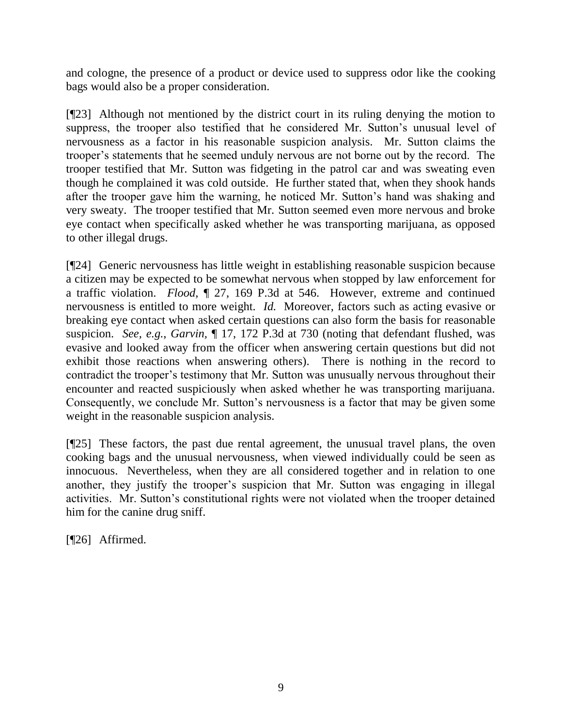and cologne, the presence of a product or device used to suppress odor like the cooking bags would also be a proper consideration.

[¶23] Although not mentioned by the district court in its ruling denying the motion to suppress, the trooper also testified that he considered Mr. Sutton's unusual level of nervousness as a factor in his reasonable suspicion analysis. Mr. Sutton claims the trooper's statements that he seemed unduly nervous are not borne out by the record. The trooper testified that Mr. Sutton was fidgeting in the patrol car and was sweating even though he complained it was cold outside. He further stated that, when they shook hands after the trooper gave him the warning, he noticed Mr. Sutton's hand was shaking and very sweaty. The trooper testified that Mr. Sutton seemed even more nervous and broke eye contact when specifically asked whether he was transporting marijuana, as opposed to other illegal drugs.

[¶24] Generic nervousness has little weight in establishing reasonable suspicion because a citizen may be expected to be somewhat nervous when stopped by law enforcement for a traffic violation. *Flood,* ¶ 27, 169 P.3d at 546. However, extreme and continued nervousness is entitled to more weight. *Id.* Moreover, factors such as acting evasive or breaking eye contact when asked certain questions can also form the basis for reasonable suspicion. *See, e.g.*, *Garvin,* ¶ 17, 172 P.3d at 730 (noting that defendant flushed, was evasive and looked away from the officer when answering certain questions but did not exhibit those reactions when answering others). There is nothing in the record to contradict the trooper's testimony that Mr. Sutton was unusually nervous throughout their encounter and reacted suspiciously when asked whether he was transporting marijuana. Consequently, we conclude Mr. Sutton's nervousness is a factor that may be given some weight in the reasonable suspicion analysis.

[¶25] These factors, the past due rental agreement, the unusual travel plans, the oven cooking bags and the unusual nervousness, when viewed individually could be seen as innocuous. Nevertheless, when they are all considered together and in relation to one another, they justify the trooper's suspicion that Mr. Sutton was engaging in illegal activities. Mr. Sutton's constitutional rights were not violated when the trooper detained him for the canine drug sniff.

[¶26] Affirmed.